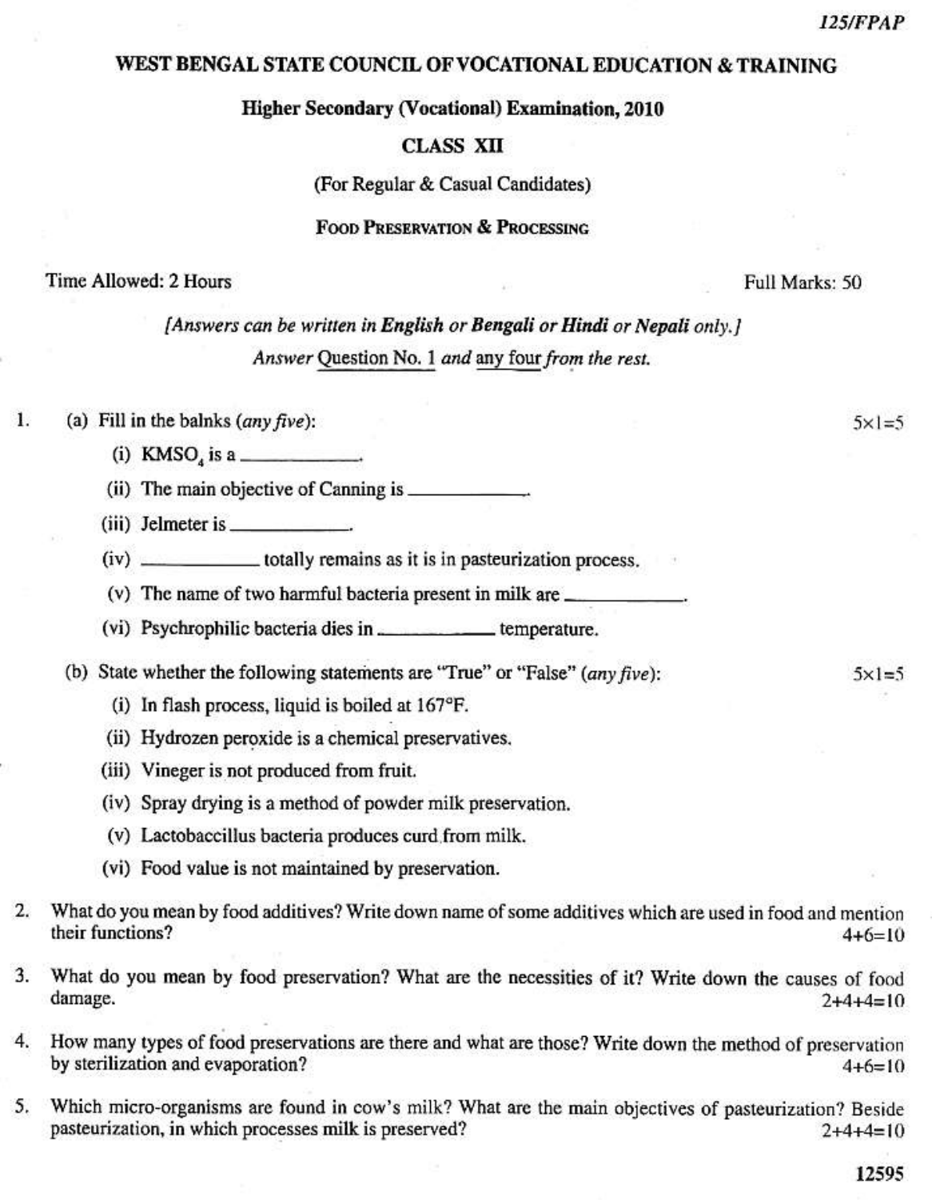125/FPAP

# WEST BENGAL STATE COUNCIL OF VOCATIONAL EDUCATION & TRAINING

## Higher Secondary (Vocational) Examination, 2010

## CLASS XII

(For Regular & Casual Candidates)

### FOOD PRESERVATION & PROCESSING

Time Allowed: 2 Hours | Full Marks: 50

*[Answers can be written in **English** or **Bengali** or **Hindi** or **Nepali** only.]*

*Answer Question No. 1 and any four from the rest.*

1. (a) Fill in the balnks (*any five*): 5×1=5

   (i) $KMSO_4$ is a ____________.

   (ii) The main objective of Canning is ____________.

   (iii) Jelmeter is ____________.

   (iv) ____________ totally remains as it is in pasteurization process.

   (v) The name of two harmful bacteria present in milk are ____________.

   (vi) Psychrophilic bacteria dies in ____________ temperature.

   (b) State whether the following statements are "True" or "False" (*any five*): 5×1=5

   (i) In flash process, liquid is boiled at 167°F.

   (ii) Hydrozen peroxide is a chemical preservatives.

   (iii) Vineger is not produced from fruit.

   (iv) Spray drying is a method of powder milk preservation.

   (v) Lactobaccillus bacteria produces curd from milk.

   (vi) Food value is not maintained by preservation.

2. What do you mean by food additives? Write down name of some additives which are used in food and mention their functions? 4+6=10

3. What do you mean by food preservation? What are the necessities of it? Write down the causes of food damage. 2+4+4=10

4. How many types of food preservations are there and what are those? Write down the method of preservation by sterilization and evaporation? 4+6=10

5. Which micro-organisms are found in cow's milk? What are the main objectives of pasteurization? Beside pasteurization, in which processes milk is preserved? 2+4+4=10

12595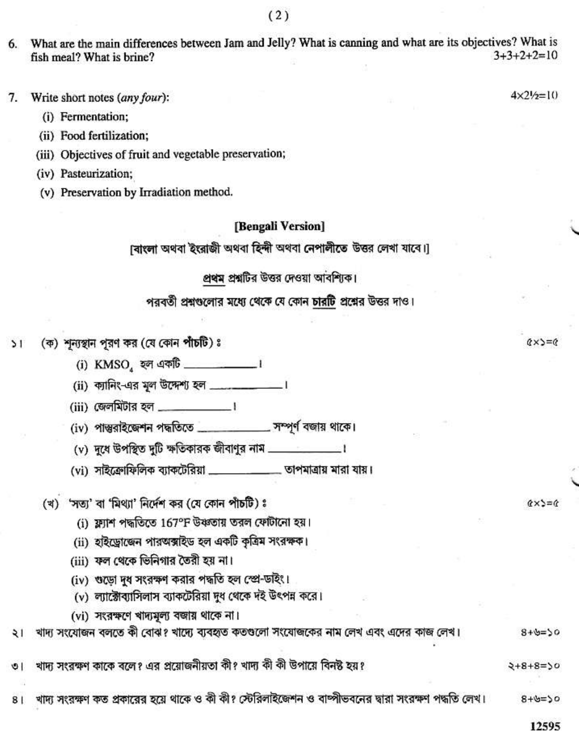6. What are the main differences between Jam and Jelly? What is canning and what are its objectives? What is fish meal? What is brine? 3+3+2+2=10

7. Write short notes (*any four*): 4×2½=10

   (i) Fermentation;

   (ii) Food fertilization;

   (iii) Objectives of fruit and vegetable preservation;

   (iv) Pasteurization;

   (v) Preservation by Irradiation method.

## [Bengali Version]

[বাংলা অথবা ইংরাজী অথবা হিন্দী অথবা নেপালীতে উত্তর লেখা যাবে।]

<u>প্রথম</u> প্রশ্নটির উত্তর দেওয়া আবশ্যিক।

পরবর্তী প্রশ্নগুলোর মধ্যে থেকে যে কোন <u>চারটি</u> প্রশ্নের উত্তর দাও।

১। (ক) শূন্যস্থান পূরণ কর (যে কোন **পাঁচটি**) ঃ ৫×১=৫

   (i) $KMSO_4$ হল একটি ____________।

   (ii) ক্যানিং-এর মূল উদ্দেশ্য হল ____________।

   (iii) জেলমিটার হল ____________।

   (iv) পাস্তুরাইজেশন পদ্ধতিতে ____________ সম্পূর্ণ বজায় থাকে।

   (v) দুধে উপস্থিত দুটি ক্ষতিকারক জীবাণুর নাম ____________।

   (vi) সাইক্রোফিলিক ব্যাকটেরিয়া ____________ তাপমাত্রায় মারা যায়।

   (খ) 'সত্য' বা 'মিথ্যা' নির্দেশ কর (যে কোন **পাঁচটি**) ঃ ৫×১=৫

   (i) ফ্ল্যাশ পদ্ধতিতে 167°F উষ্ণতায় তরল ফোটানো হয়।

   (ii) হাইড্রোজেন পারঅক্সাইড হল একটি কৃত্রিম সংরক্ষক।

   (iii) ফল থেকে ভিনিগার তৈরী হয় না।

   (iv) গুড়ো দুধ সংরক্ষণ করার পদ্ধতি হল স্প্রে-ডাইং।

   (v) ল্যাক্টোব্যাসিলাস ব্যাকটেরিয়া দুধ থেকে দই উৎপন্ন করে।

   (vi) সংরক্ষণে খাদ্যমূল্য বজায় থাকে না।

২। খাদ্য সংযোজন বলতে কী বোঝ? খাদ্যে ব্যবহৃত কতগুলো সংযোজকের নাম লেখ এবং এদের কাজ লেখ। ৪+৬=১০

৩। খাদ্য সংরক্ষণ কাকে বলে? এর প্রয়োজনীয়তা কী? খাদ্য কী কী উপায়ে বিনষ্ট হয়? ২+৪+৪=১০

৪। খাদ্য সংরক্ষণ কত প্রকারের হয়ে থাকে ও কী কী? স্টেরিলাইজেশন ও বাষ্পীভবনের দ্বারা সংরক্ষণ পদ্ধতি লেখ। ৪+৬=১০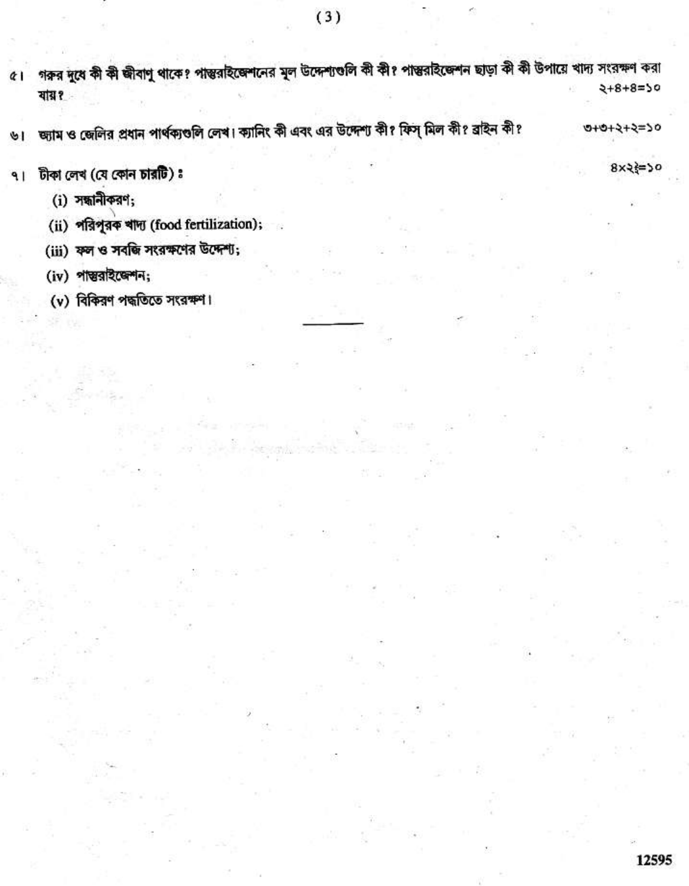৫। গরুর দুধে কী কী জীবাণু থাকে? পাস্তরাইজেশনের মূল উদ্দেশ্যগুলি কী কী? পাস্তরাইজেশন ছাড়া কী কী উপায়ে খাদ্য সংরক্ষণ করা যায়? ২+৪+৪=১০

৬। জ্যাম ও জেলির প্রধান পার্থক্যগুলি লেখ। ক্যানিং কী এবং এর উদ্দেশ্য কী? ফিস্ মিল কী? ব্রাইন কী? ৩+৩+২+২=১০

৭। টীকা লেখ (যে কোন চারটি) : ৪×২½=১০

(i) সন্ধানীকরণ;

(ii) পরিপূরক খাদ্য (food fertilization);

(iii) ফল ও সবজি সংরক্ষণের উদ্দেশ্য;

(iv) পাস্তরাইজেশন;

(v) বিকিরণ পদ্ধতিতে সংরক্ষণ।

12595